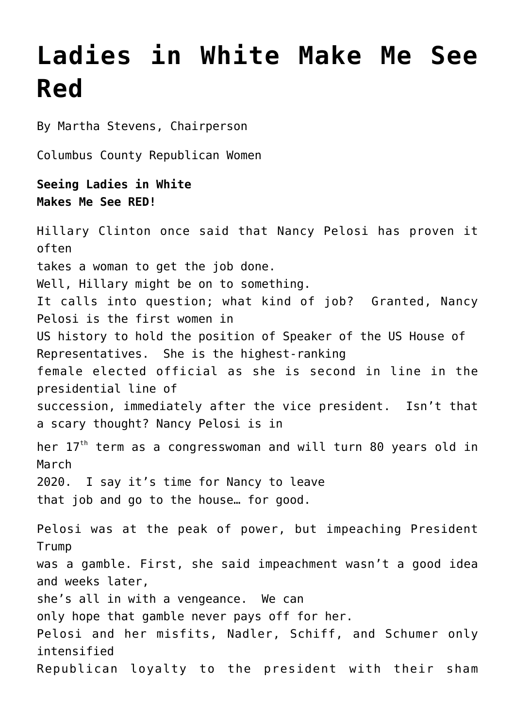# Ladies in White Make Me See Red

By Martha Stevens, Chairperson

Columbus County Republican Women

**Seeing Ladies in White**
**Makes Me See RED!**

Hillary Clinton once said that Nancy Pelosi has proven it often takes a woman to get the job done. Well, Hillary might be on to something. It calls into question; what kind of job? Granted, Nancy Pelosi is the first women in US history to hold the position of Speaker of the US House of Representatives. She is the highest-ranking female elected official as she is second in line in the presidential line of succession, immediately after the vice president. Isn't that a scary thought? Nancy Pelosi is in her 17th term as a congresswoman and will turn 80 years old in March 2020. I say it's time for Nancy to leave that job and go to the house… for good.

Pelosi was at the peak of power, but impeaching President Trump was a gamble. First, she said impeachment wasn't a good idea and weeks later, she's all in with a vengeance. We can only hope that gamble never pays off for her. Pelosi and her misfits, Nadler, Schiff, and Schumer only intensified Republican loyalty to the president with their sham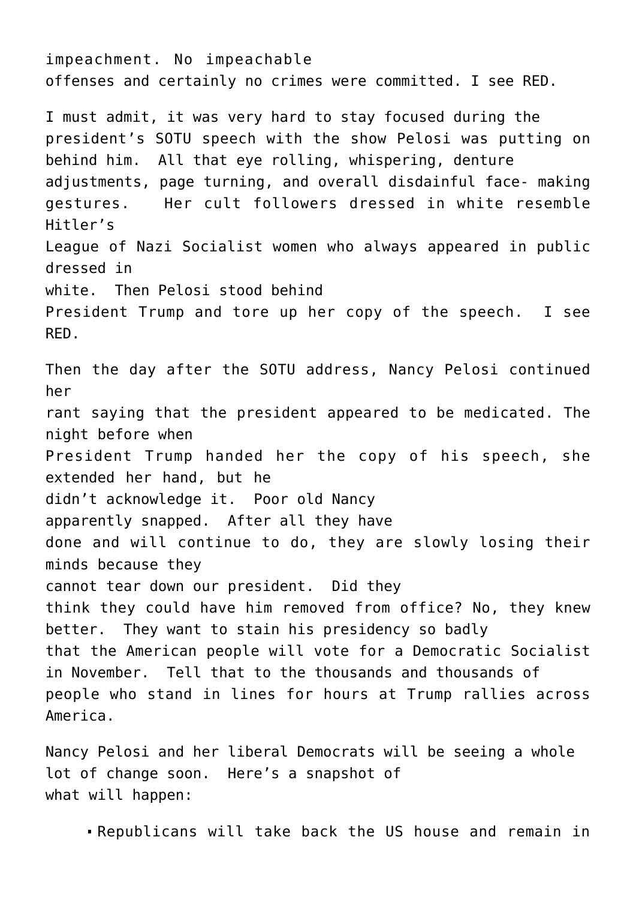impeachment. No impeachable offenses and certainly no crimes were committed. I see RED.

I must admit, it was very hard to stay focused during the president's SOTU speech with the show Pelosi was putting on behind him. All that eye rolling, whispering, denture adjustments, page turning, and overall disdainful face- making gestures. Her cult followers dressed in white resemble Hitler's League of Nazi Socialist women who always appeared in public dressed in white. Then Pelosi stood behind President Trump and tore up her copy of the speech. I see RED.

Then the day after the SOTU address, Nancy Pelosi continued her rant saying that the president appeared to be medicated. The night before when President Trump handed her the copy of his speech, she extended her hand, but he didn't acknowledge it. Poor old Nancy apparently snapped. After all they have done and will continue to do, they are slowly losing their minds because they cannot tear down our president. Did they think they could have him removed from office? No, they knew better. They want to stain his presidency so badly that the American people will vote for a Democratic Socialist in November. Tell that to the thousands and thousands of people who stand in lines for hours at Trump rallies across America.

Nancy Pelosi and her liberal Democrats will be seeing a whole lot of change soon. Here's a snapshot of what will happen:

- Republicans will take back the US house and remain in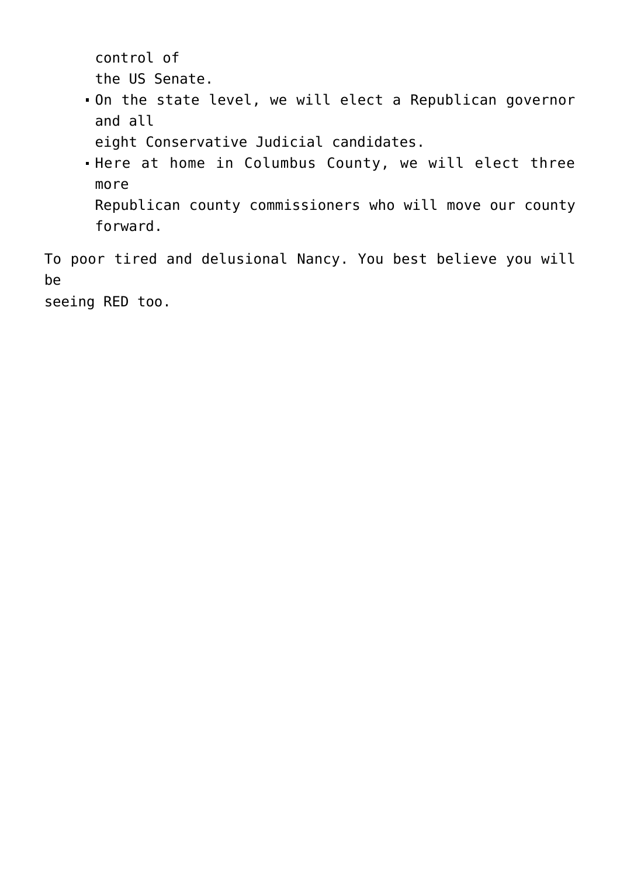control of the US Senate.
- On the state level, we will elect a Republican governor and all eight Conservative Judicial candidates.
- Here at home in Columbus County, we will elect three more Republican county commissioners who will move our county forward.

To poor tired and delusional Nancy. You best believe you will be seeing RED too.